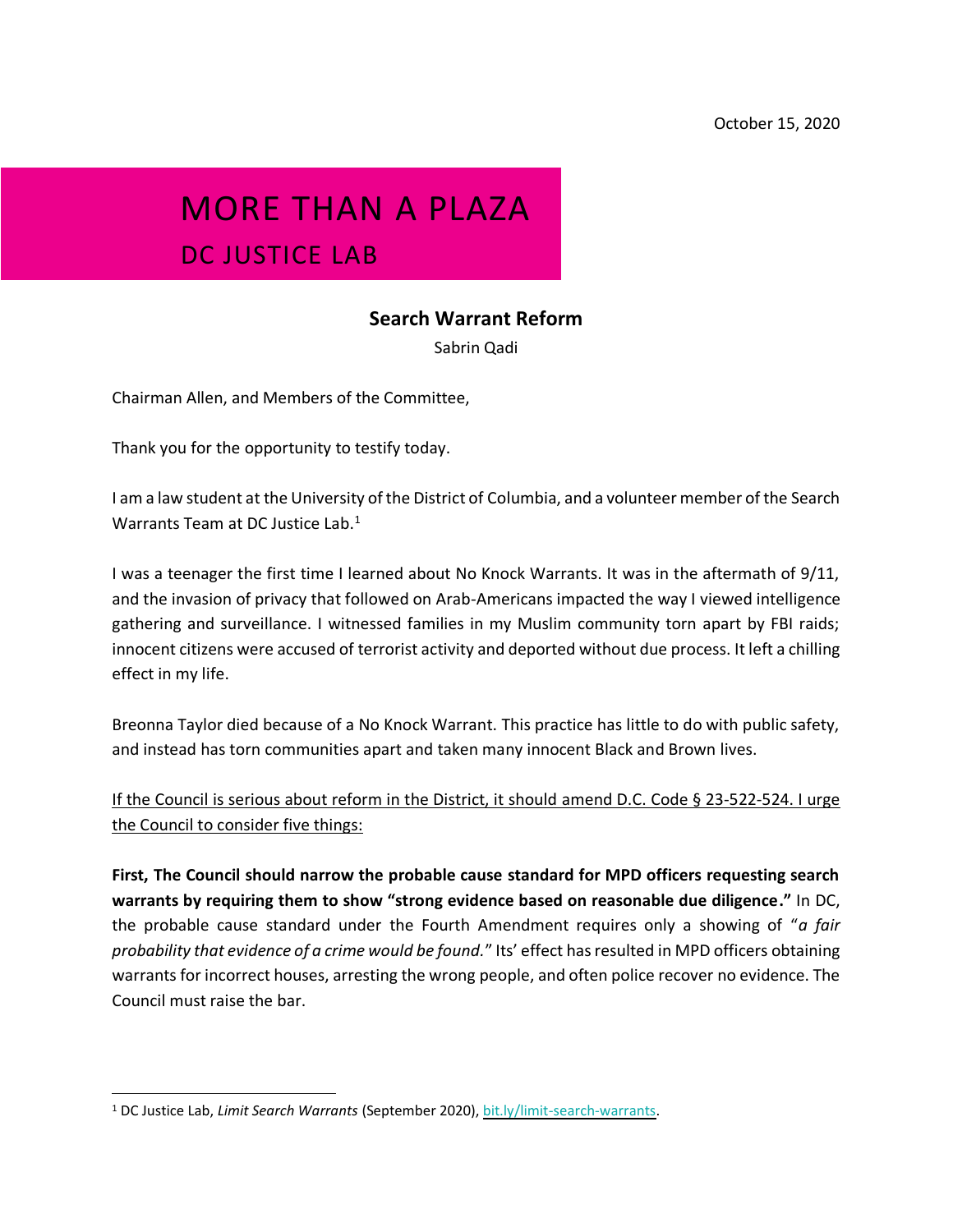October 15, 2020

# MORE THAN A PLAZA
## DC JUSTICE LAB

### Search Warrant Reform

Sabrin Qadi

Chairman Allen, and Members of the Committee,

Thank you for the opportunity to testify today.

I am a law student at the University of the District of Columbia, and a volunteer member of the Search Warrants Team at DC Justice Lab.[1]

I was a teenager the first time I learned about No Knock Warrants. It was in the aftermath of 9/11, and the invasion of privacy that followed on Arab-Americans impacted the way I viewed intelligence gathering and surveillance. I witnessed families in my Muslim community torn apart by FBI raids; innocent citizens were accused of terrorist activity and deported without due process. It left a chilling effect in my life.

Breonna Taylor died because of a No Knock Warrant. This practice has little to do with public safety, and instead has torn communities apart and taken many innocent Black and Brown lives.

<u>If the Council is serious about reform in the District, it should amend D.C. Code § 23-522-524. I urge the Council to consider five things:</u>

**First, The Council should narrow the probable cause standard for MPD officers requesting search warrants by requiring them to show "strong evidence based on reasonable due diligence."** In DC, the probable cause standard under the Fourth Amendment requires only a showing of "*a fair probability that evidence of a crime would be found.*" Its' effect has resulted in MPD officers obtaining warrants for incorrect houses, arresting the wrong people, and often police recover no evidence. The Council must raise the bar.

[1] DC Justice Lab, *Limit Search Warrants* (September 2020), bit.ly/limit-search-warrants.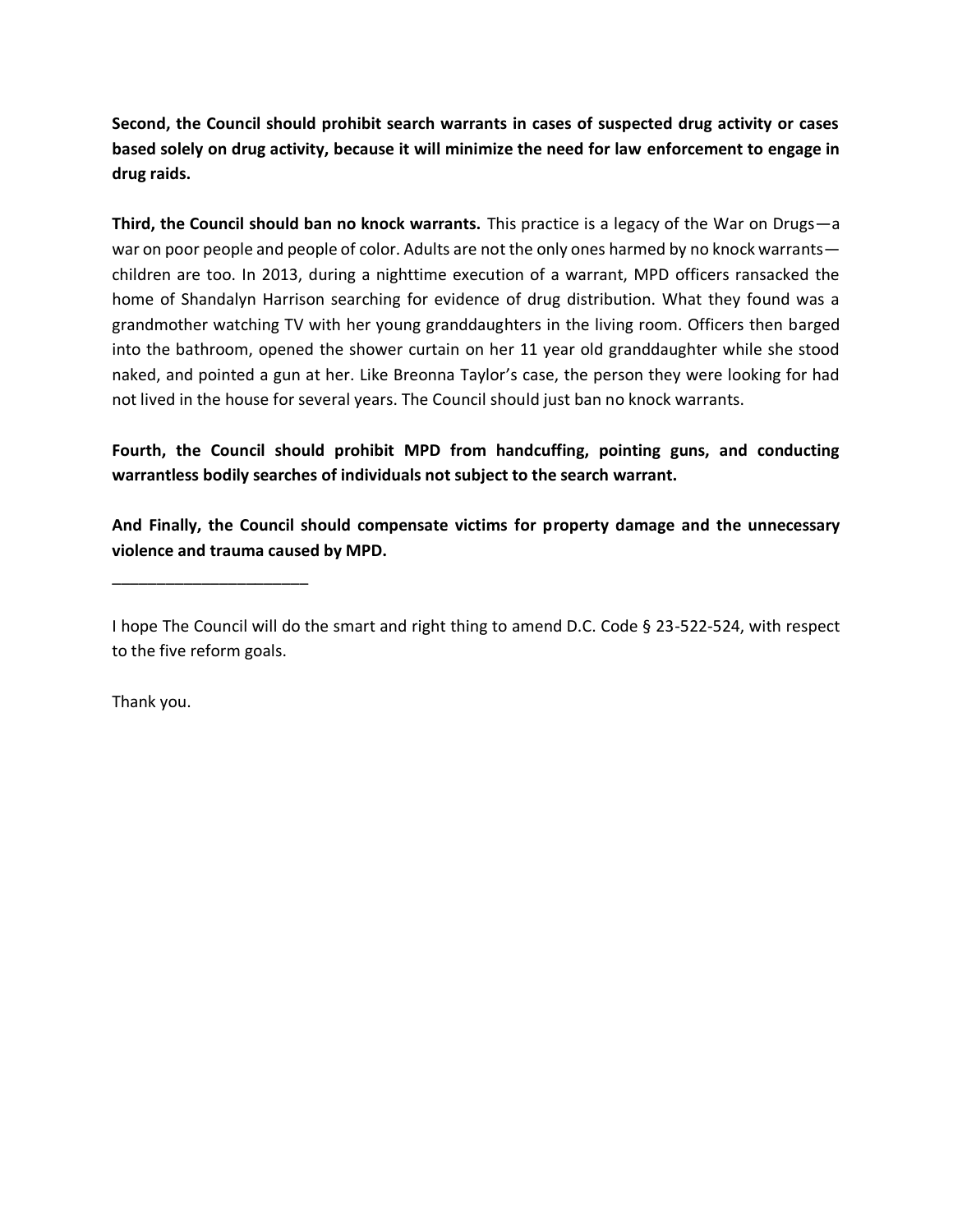**Second, the Council should prohibit search warrants in cases of suspected drug activity or cases based solely on drug activity, because it will minimize the need for law enforcement to engage in drug raids.**

**Third, the Council should ban no knock warrants.** This practice is a legacy of the War on Drugs—a war on poor people and people of color. Adults are not the only ones harmed by no knock warrants—children are too. In 2013, during a nighttime execution of a warrant, MPD officers ransacked the home of Shandalyn Harrison searching for evidence of drug distribution. What they found was a grandmother watching TV with her young granddaughters in the living room. Officers then barged into the bathroom, opened the shower curtain on her 11 year old granddaughter while she stood naked, and pointed a gun at her. Like Breonna Taylor's case, the person they were looking for had not lived in the house for several years. The Council should just ban no knock warrants.

**Fourth, the Council should prohibit MPD from handcuffing, pointing guns, and conducting warrantless bodily searches of individuals not subject to the search warrant.**

**And Finally, the Council should compensate victims for property damage and the unnecessary violence and trauma caused by MPD.**

______________________

I hope The Council will do the smart and right thing to amend D.C. Code § 23-522-524, with respect to the five reform goals.

Thank you.